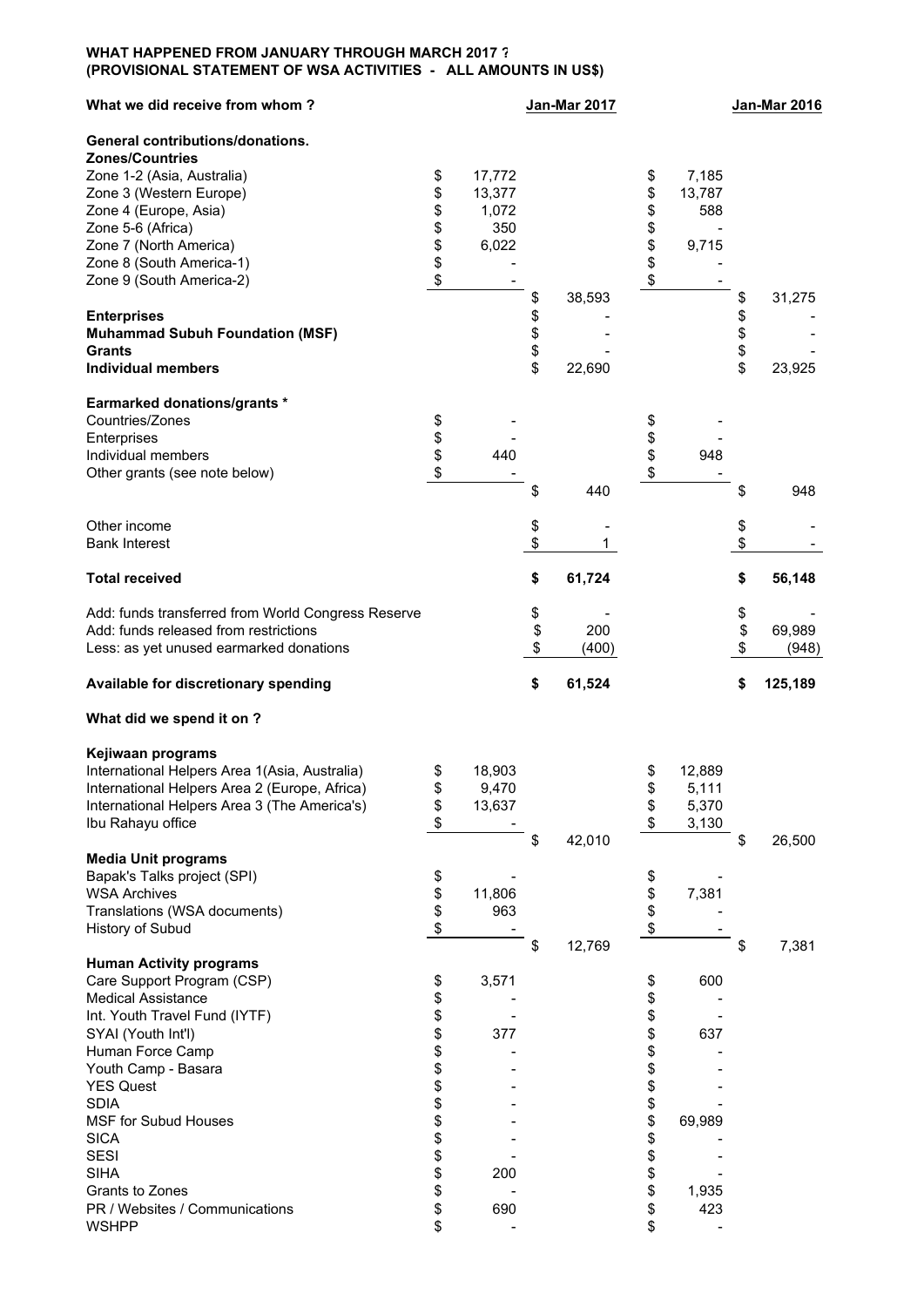**WHAT HAPPENED FROM JANUARY THROUGH MARCH 2017 ?**
**(PROVISIONAL STATEMENT OF WSA ACTIVITIES - ALL AMOUNTS IN US$)**

| What we did receive from whom ? | | Jan-Mar 2017 | | Jan-Mar 2016 |
|---|---|---|---|---|
| **General contributions/donations.** | | | | |
| **Zones/Countries** | | | | |
| Zone 1-2 (Asia, Australia) | $ 17,772 | | $ 7,185 | |
| Zone 3 (Western Europe) | $ 13,377 | | $ 13,787 | |
| Zone 4 (Europe, Asia) | $ 1,072 | | $ 588 | |
| Zone 5-6 (Africa) | $ 350 | | $ - | |
| Zone 7 (North America) | $ 6,022 | | $ 9,715 | |
| Zone 8 (South America-1) | $ - | | $ - | |
| Zone 9 (South America-2) | $ - | | $ - | |
| | | $ 38,593 | | $ 31,275 |
| **Enterprises** | | $ - | | $ - |
| **Muhammad Subuh Foundation (MSF)** | | $ - | | $ - |
| **Grants** | | $ - | | $ - |
| **Individual members** | | $ 22,690 | | $ 23,925 |
| **Earmarked donations/grants *** | | | | |
| Countries/Zones | $ - | | $ - | |
| Enterprises | $ - | | $ - | |
| Individual members | $ 440 | | $ 948 | |
| Other grants (see note below) | $ - | | $ - | |
| | | $ 440 | | $ 948 |
| Other income | | $ - | | $ - |
| Bank Interest | | $ 1 | | $ - |
| **Total received** | | **$ 61,724** | | **$ 56,148** |
| Add: funds transferred from World Congress Reserve | | $ - | | $ - |
| Add: funds released from restrictions | | $ 200 | | $ 69,989 |
| Less: as yet unused earmarked donations | | $ (400) | | $ (948) |
| **Available for discretionary spending** | | **$ 61,524** | | **$ 125,189** |
| **What did we spend it on ?** | | | | |
| **Kejiwaan programs** | | | | |
| International Helpers Area 1(Asia, Australia) | $ 18,903 | | $ 12,889 | |
| International Helpers Area 2 (Europe, Africa) | $ 9,470 | | $ 5,111 | |
| International Helpers Area 3 (The America's) | $ 13,637 | | $ 5,370 | |
| Ibu Rahayu office | $ - | | $ 3,130 | |
| | | $ 42,010 | | $ 26,500 |
| **Media Unit programs** | | | | |
| Bapak's Talks project (SPI) | $ - | | $ - | |
| WSA Archives | $ 11,806 | | $ 7,381 | |
| Translations (WSA documents) | $ 963 | | $ - | |
| History of Subud | $ - | | $ - | |
| | | $ 12,769 | | $ 7,381 |
| **Human Activity programs** | | | | |
| Care Support Program (CSP) | $ 3,571 | | $ 600 | |
| Medical Assistance | $ - | | $ - | |
| Int. Youth Travel Fund (IYTF) | $ - | | $ - | |
| SYAI (Youth Int'l) | $ 377 | | $ 637 | |
| Human Force Camp | $ - | | $ - | |
| Youth Camp - Basara | $ - | | $ - | |
| YES Quest | $ - | | $ - | |
| SDIA | $ - | | $ - | |
| MSF for Subud Houses | $ - | | $ 69,989 | |
| SICA | $ - | | $ - | |
| SESI | $ - | | $ - | |
| SIHA | $ 200 | | $ - | |
| Grants to Zones | $ - | | $ 1,935 | |
| PR / Websites / Communications | $ 690 | | $ 423 | |
| WSHPP | $ - | | $ - | |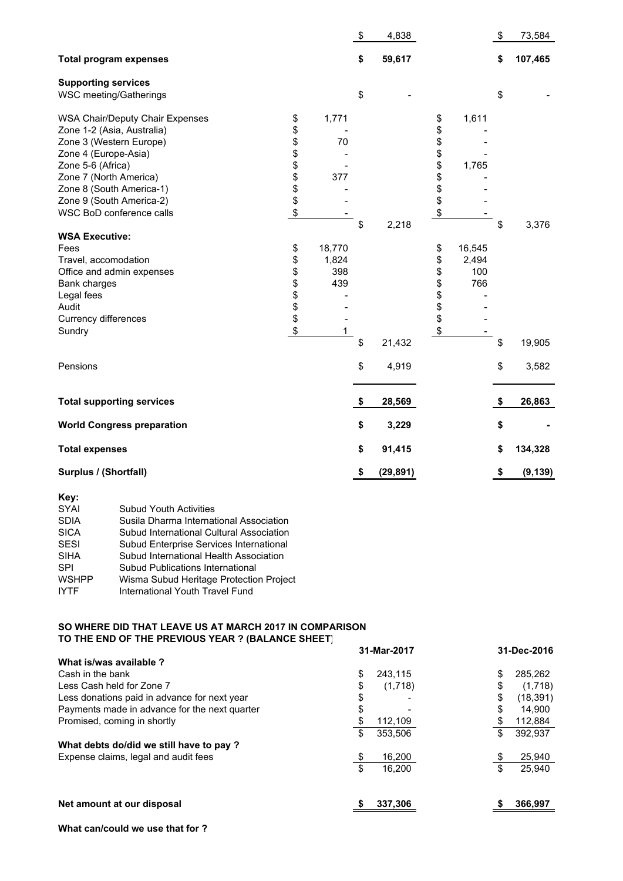| | | | | |
|---|---|---|---|---|
| | | $ 4,838 | | $ 73,584 |
| **Total program expenses** | | **$ 59,617** | | **$ 107,465** |
| **Supporting services** | | | | |
| WSC meeting/Gatherings | | $ - | | $ - |
| WSA Chair/Deputy Chair Expenses | $ 1,771 | | $ 1,611 | |
| Zone 1-2 (Asia, Australia) | $ - | | $ - | |
| Zone 3 (Western Europe) | $ 70 | | $ - | |
| Zone 4 (Europe-Asia) | $ - | | $ - | |
| Zone 5-6 (Africa) | $ - | | $ 1,765 | |
| Zone 7 (North America) | $ 377 | | $ - | |
| Zone 8 (South America-1) | $ - | | $ - | |
| Zone 9 (South America-2) | $ - | | $ - | |
| WSC BoD conference calls | $ - | | $ - | |
| | | $ 2,218 | | $ 3,376 |
| **WSA Executive:** | | | | |
| Fees | $ 18,770 | | $ 16,545 | |
| Travel, accomodation | $ 1,824 | | $ 2,494 | |
| Office and admin expenses | $ 398 | | $ 100 | |
| Bank charges | $ 439 | | $ 766 | |
| Legal fees | $ - | | $ - | |
| Audit | $ - | | $ - | |
| Currency differences | $ - | | $ - | |
| Sundry | $ 1 | | $ - | |
| | | $ 21,432 | | $ 19,905 |
| Pensions | | $ 4,919 | | $ 3,582 |
| **Total supporting services** | | **$ 28,569** | | **$ 26,863** |
| **World Congress preparation** | | **$ 3,229** | | **$ -** |
| **Total expenses** | | **$ 91,415** | | **$ 134,328** |
| **Surplus / (Shortfall)** | | **$ (29,891)** | | **$ (9,139)** |

**Key:**

| | |
|---|---|
| SYAI | Subud Youth Activities |
| SDIA | Susila Dharma International Association |
| SICA | Subud International Cultural Association |
| SESI | Subud Enterprise Services International |
| SIHA | Subud International Health Association |
| SPI | Subud Publications International |
| WSHPP | Wisma Subud Heritage Protection Project |
| IYTF | International Youth Travel Fund |

**SO WHERE DID THAT LEAVE US AT MARCH 2017 IN COMPARISON TO THE END OF THE PREVIOUS YEAR ? (BALANCE SHEET)**

| | 31-Mar-2017 | 31-Dec-2016 |
|---|---|---|
| **What is/was available ?** | | |
| Cash in the bank | $ 243,115 | $ 285,262 |
| Less Cash held for Zone 7 | $ (1,718) | $ (1,718) |
| Less donations paid in advance for next year | $ - | $ (18,391) |
| Payments made in advance for the next quarter | $ - | $ 14,900 |
| Promised, coming in shortly | $ 112,109 | $ 112,884 |
| | $ 353,506 | $ 392,937 |
| **What debts do/did we still have to pay ?** | | |
| Expense claims, legal and audit fees | $ 16,200 | $ 25,940 |
| | $ 16,200 | $ 25,940 |
| **Net amount at our disposal** | **$ 337,306** | **$ 366,997** |

**What can/could we use that for ?**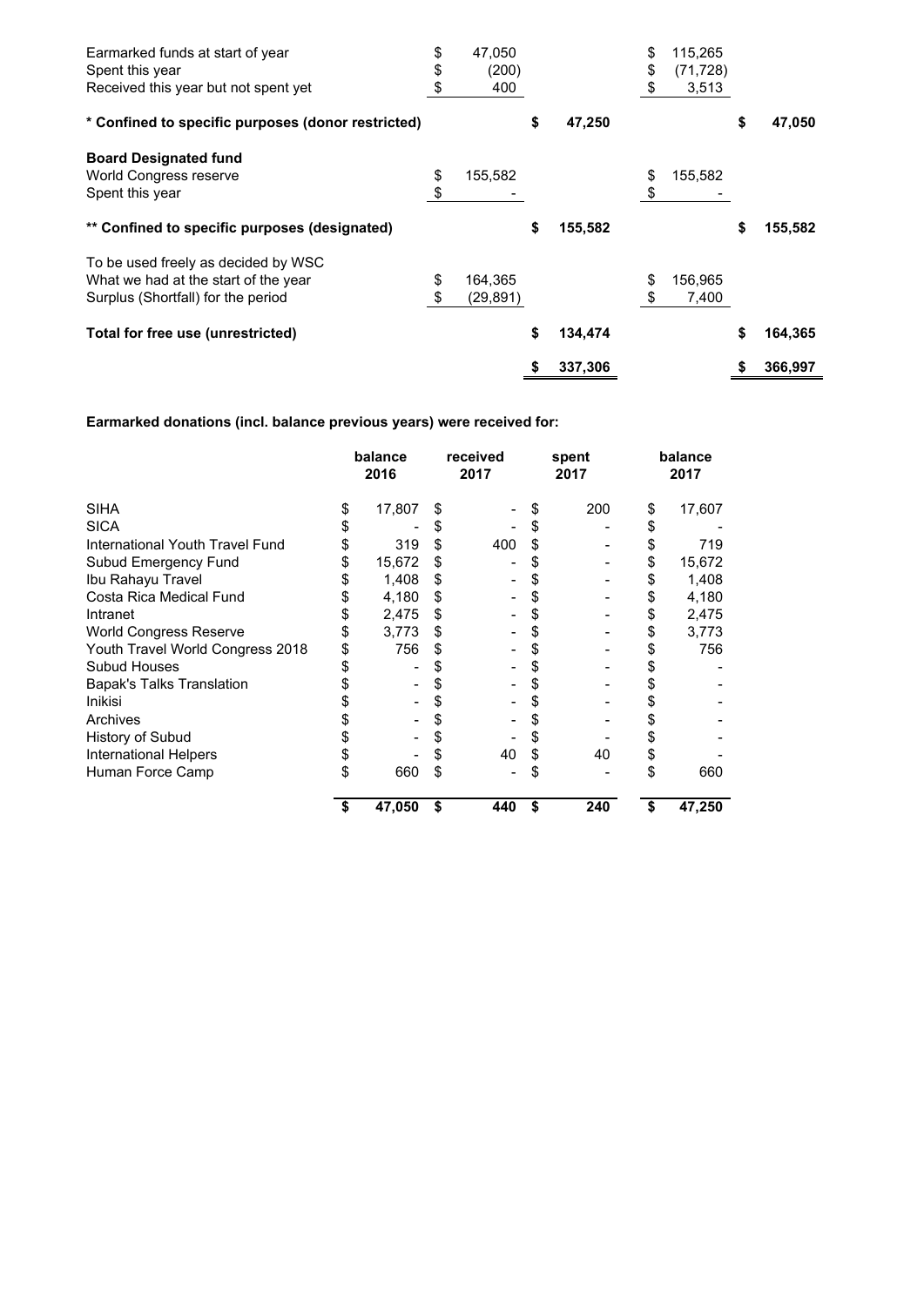| | | | | |
|---|---|---|---|---|
| Earmarked funds at start of year | $ 47,050 | | $ 115,265 | |
| Spent this year | $ (200) | | $ (71,728) | |
| Received this year but not spent yet | $ 400 | | $ 3,513 | |
| **\* Confined to specific purposes (donor restricted)** | | **$ 47,250** | | **$ 47,050** |
| **Board Designated fund** | | | | |
| World Congress reserve | $ 155,582 | | $ 155,582 | |
| Spent this year | $ - | | $ - | |
| **\*\* Confined to specific purposes (designated)** | | **$ 155,582** | | **$ 155,582** |
| To be used freely as decided by WSC | | | | |
| What we had at the start of the year | $ 164,365 | | $ 156,965 | |
| Surplus (Shortfall) for the period | $ (29,891) | | $ 7,400 | |
| **Total for free use (unrestricted)** | | **$ 134,474** | | **$ 164,365** |
| | | **$ 337,306** | | **$ 366,997** |

**Earmarked donations (incl. balance previous years) were received for:**

| | balance 2016 | received 2017 | spent 2017 | balance 2017 |
|---|---|---|---|---|
| SIHA | $ 17,807 | $ - | $ 200 | $ 17,607 |
| SICA | $ - | $ - | $ - | $ - |
| International Youth Travel Fund | $ 319 | $ 400 | $ - | $ 719 |
| Subud Emergency Fund | $ 15,672 | $ - | $ - | $ 15,672 |
| Ibu Rahayu Travel | $ 1,408 | $ - | $ - | $ 1,408 |
| Costa Rica Medical Fund | $ 4,180 | $ - | $ - | $ 4,180 |
| Intranet | $ 2,475 | $ - | $ - | $ 2,475 |
| World Congress Reserve | $ 3,773 | $ - | $ - | $ 3,773 |
| Youth Travel World Congress 2018 | $ 756 | $ - | $ - | $ 756 |
| Subud Houses | $ - | $ - | $ - | $ - |
| Bapak's Talks Translation | $ - | $ - | $ - | $ - |
| Inikisi | $ - | $ - | $ - | $ - |
| Archives | $ - | $ - | $ - | $ - |
| History of Subud | $ - | $ - | $ - | $ - |
| International Helpers | $ - | $ 40 | $ 40 | $ - |
| Human Force Camp | $ 660 | $ - | $ - | $ 660 |
| | **$ 47,050** | **$ 440** | **$ 240** | **$ 47,250** |